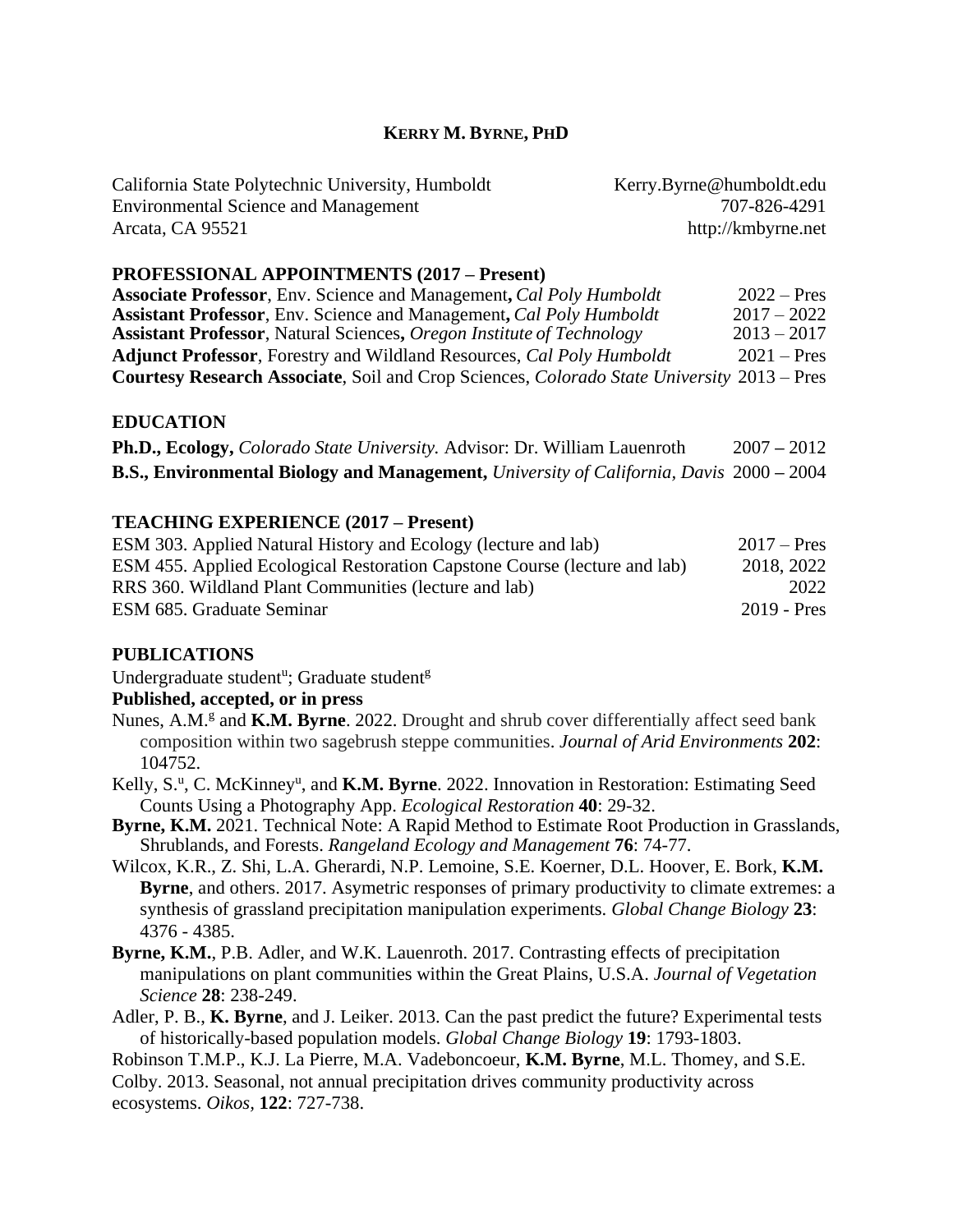# KERRY M. BYRNE, PHD

California State Polytechnic University, Humboldt
Environmental Science and Management
Arcata, CA 95521

Kerry.Byrne@humboldt.edu
707-826-4291
http://kmbyrne.net

## PROFESSIONAL APPOINTMENTS (2017 – Present)

**Associate Professor**, Env. Science and Management**,** *Cal Poly Humboldt* 2022 – Pres
**Assistant Professor**, Env. Science and Management**,** *Cal Poly Humboldt* 2017 – 2022
**Assistant Professor**, Natural Sciences**,** *Oregon Institute of Technology* 2013 – 2017
**Adjunct Professor**, Forestry and Wildland Resources, *Cal Poly Humboldt* 2021 – Pres
**Courtesy Research Associate**, Soil and Crop Sciences, *Colorado State University* 2013 – Pres

## EDUCATION

**Ph.D., Ecology,** *Colorado State University.* Advisor: Dr. William Lauenroth 2007 – 2012
**B.S., Environmental Biology and Management,** *University of California, Davis* 2000 – 2004

## TEACHING EXPERIENCE (2017 – Present)

ESM 303. Applied Natural History and Ecology (lecture and lab) 2017 – Pres
ESM 455. Applied Ecological Restoration Capstone Course (lecture and lab) 2018, 2022
RRS 360. Wildland Plant Communities (lecture and lab) 2022
ESM 685. Graduate Seminar 2019 - Pres

## PUBLICATIONS

Undergraduate student[u]; Graduate student[g]

**Published, accepted, or in press**

Nunes, A.M.[g] and **K.M. Byrne**. 2022. Drought and shrub cover differentially affect seed bank composition within two sagebrush steppe communities. *Journal of Arid Environments* **202**: 104752.

Kelly, S.[u], C. McKinney[u], and **K.M. Byrne**. 2022. Innovation in Restoration: Estimating Seed Counts Using a Photography App. *Ecological Restoration* **40**: 29-32.

**Byrne, K.M.** 2021. Technical Note: A Rapid Method to Estimate Root Production in Grasslands, Shrublands, and Forests. *Rangeland Ecology and Management* **76**: 74-77.

Wilcox, K.R., Z. Shi, L.A. Gherardi, N.P. Lemoine, S.E. Koerner, D.L. Hoover, E. Bork, **K.M. Byrne**, and others. 2017. Asymetric responses of primary productivity to climate extremes: a synthesis of grassland precipitation manipulation experiments. *Global Change Biology* **23**: 4376 - 4385.

**Byrne, K.M.**, P.B. Adler, and W.K. Lauenroth. 2017. Contrasting effects of precipitation manipulations on plant communities within the Great Plains, U.S.A. *Journal of Vegetation Science* **28**: 238-249.

Adler, P. B., **K. Byrne**, and J. Leiker. 2013. Can the past predict the future? Experimental tests of historically-based population models. *Global Change Biology* **19**: 1793-1803.

Robinson T.M.P., K.J. La Pierre, M.A. Vadeboncoeur, **K.M. Byrne**, M.L. Thomey, and S.E. Colby. 2013. Seasonal, not annual precipitation drives community productivity across ecosystems. *Oikos*, **122**: 727-738.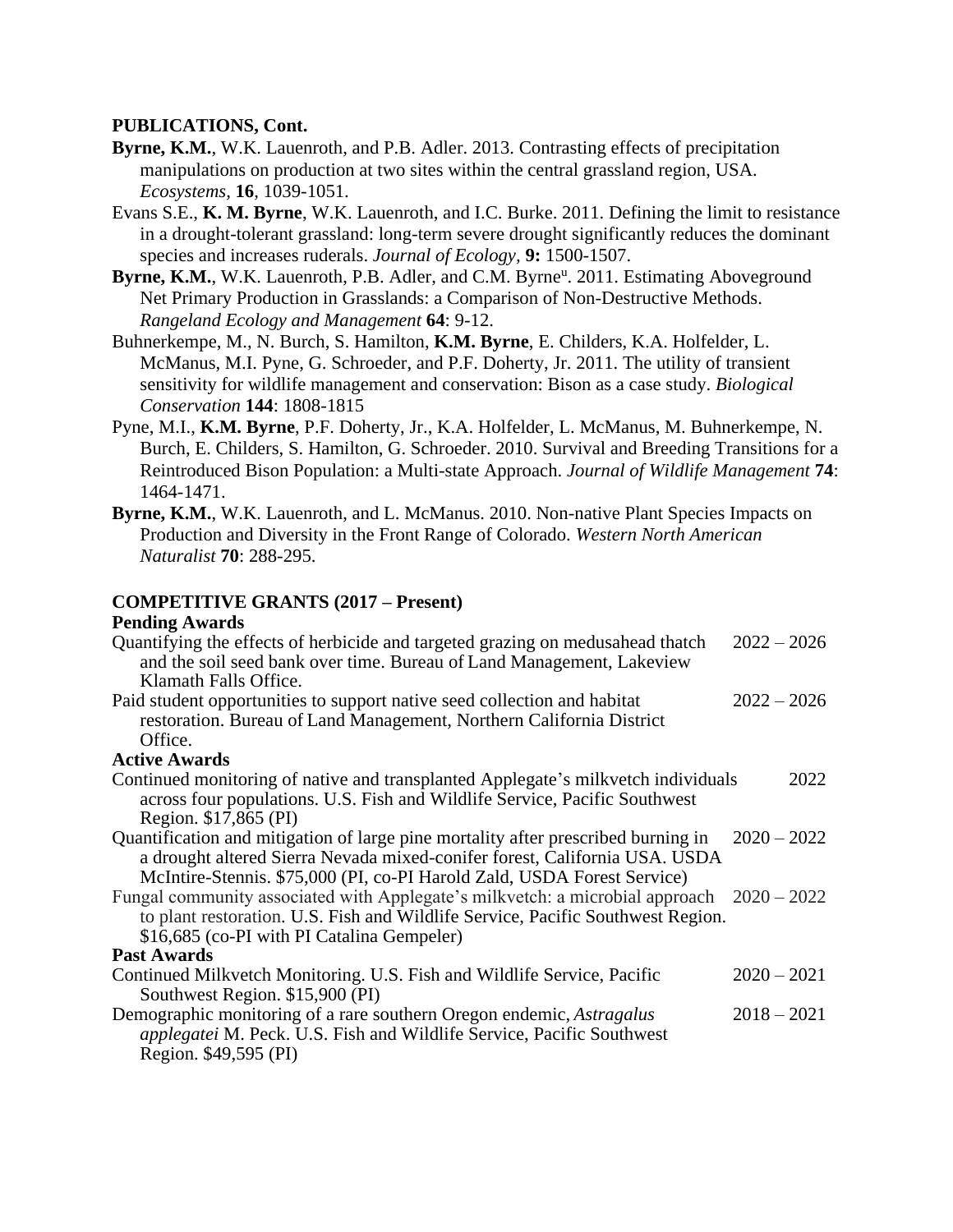**PUBLICATIONS, Cont.**

**Byrne, K.M.**, W.K. Lauenroth, and P.B. Adler. 2013. Contrasting effects of precipitation manipulations on production at two sites within the central grassland region, USA. *Ecosystems*, **16**, 1039-1051.

Evans S.E., **K. M. Byrne**, W.K. Lauenroth, and I.C. Burke. 2011. Defining the limit to resistance in a drought-tolerant grassland: long-term severe drought significantly reduces the dominant species and increases ruderals. *Journal of Ecology*, **9:** 1500-1507.

**Byrne, K.M.**, W.K. Lauenroth, P.B. Adler, and C.M. Byrne[u]. 2011. Estimating Aboveground Net Primary Production in Grasslands: a Comparison of Non-Destructive Methods. *Rangeland Ecology and Management* **64**: 9-12.

Buhnerkempe, M., N. Burch, S. Hamilton, **K.M. Byrne**, E. Childers, K.A. Holfelder, L. McManus, M.I. Pyne, G. Schroeder, and P.F. Doherty, Jr. 2011. The utility of transient sensitivity for wildlife management and conservation: Bison as a case study. *Biological Conservation* **144**: 1808-1815

Pyne, M.I., **K.M. Byrne**, P.F. Doherty, Jr., K.A. Holfelder, L. McManus, M. Buhnerkempe, N. Burch, E. Childers, S. Hamilton, G. Schroeder. 2010. Survival and Breeding Transitions for a Reintroduced Bison Population: a Multi-state Approach. *Journal of Wildlife Management* **74**: 1464-1471.

**Byrne, K.M.**, W.K. Lauenroth, and L. McManus. 2010. Non-native Plant Species Impacts on Production and Diversity in the Front Range of Colorado. *Western North American Naturalist* **70**: 288-295.

**COMPETITIVE GRANTS (2017 – Present)**

**Pending Awards**

Quantifying the effects of herbicide and targeted grazing on medusahead thatch and the soil seed bank over time. Bureau of Land Management, Lakeview Klamath Falls Office. 2022 – 2026

Paid student opportunities to support native seed collection and habitat restoration. Bureau of Land Management, Northern California District Office. 2022 – 2026

**Active Awards**

Continued monitoring of native and transplanted Applegate's milkvetch individuals across four populations. U.S. Fish and Wildlife Service, Pacific Southwest Region. $17,865 (PI) 2022

Quantification and mitigation of large pine mortality after prescribed burning in a drought altered Sierra Nevada mixed-conifer forest, California USA. USDA McIntire-Stennis. $75,000 (PI, co-PI Harold Zald, USDA Forest Service) 2020 – 2022

Fungal community associated with Applegate's milkvetch: a microbial approach to plant restoration. U.S. Fish and Wildlife Service, Pacific Southwest Region. $16,685 (co-PI with PI Catalina Gempeler) 2020 – 2022

**Past Awards**

Continued Milkvetch Monitoring. U.S. Fish and Wildlife Service, Pacific Southwest Region. $15,900 (PI) 2020 – 2021

Demographic monitoring of a rare southern Oregon endemic, *Astragalus applegatei* M. Peck. U.S. Fish and Wildlife Service, Pacific Southwest Region. $49,595 (PI) 2018 – 2021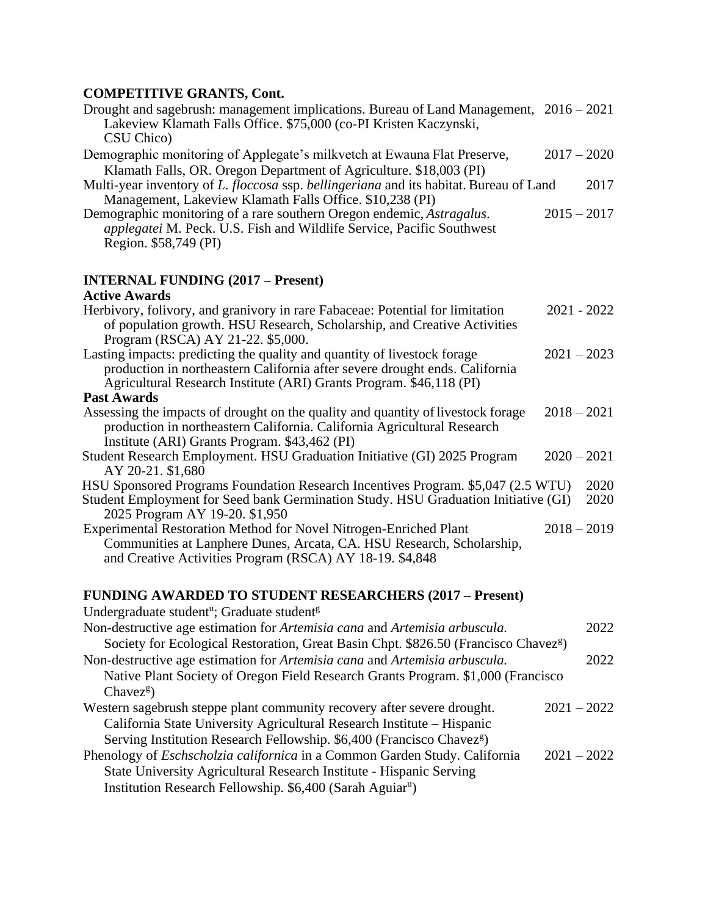## COMPETITIVE GRANTS, Cont.

Drought and sagebrush: management implications. Bureau of Land Management, Lakeview Klamath Falls Office. $75,000 (co-PI Kristen Kaczynski, CSU Chico) 2016 – 2021

Demographic monitoring of Applegate's milkvetch at Ewauna Flat Preserve, Klamath Falls, OR. Oregon Department of Agriculture. $18,003 (PI) 2017 – 2020

Multi-year inventory of *L. floccosa* ssp. *bellingeriana* and its habitat. Bureau of Land Management, Lakeview Klamath Falls Office. $10,238 (PI) 2017

Demographic monitoring of a rare southern Oregon endemic, *Astragalus. applegatei* M. Peck. U.S. Fish and Wildlife Service, Pacific Southwest Region. $58,749 (PI) 2015 – 2017

## INTERNAL FUNDING (2017 – Present)

### Active Awards

Herbivory, folivory, and granivory in rare Fabaceae: Potential for limitation of population growth. HSU Research, Scholarship, and Creative Activities Program (RSCA) AY 21-22. $5,000. 2021 - 2022

Lasting impacts: predicting the quality and quantity of livestock forage production in northeastern California after severe drought ends. California Agricultural Research Institute (ARI) Grants Program. $46,118 (PI) 2021 – 2023

### Past Awards

Assessing the impacts of drought on the quality and quantity of livestock forage production in northeastern California. California Agricultural Research Institute (ARI) Grants Program. $43,462 (PI) 2018 – 2021

Student Research Employment. HSU Graduation Initiative (GI) 2025 Program AY 20-21. $1,680 2020 – 2021

HSU Sponsored Programs Foundation Research Incentives Program. $5,047 (2.5 WTU) 2020

Student Employment for Seed bank Germination Study. HSU Graduation Initiative (GI) 2025 Program AY 19-20. $1,950 2020

Experimental Restoration Method for Novel Nitrogen-Enriched Plant Communities at Lanphere Dunes, Arcata, CA. HSU Research, Scholarship, and Creative Activities Program (RSCA) AY 18-19. $4,848 2018 – 2019

## FUNDING AWARDED TO STUDENT RESEARCHERS (2017 – Present)

Undergraduate student[u]; Graduate student[g]

Non-destructive age estimation for *Artemisia cana* and *Artemisia arbuscula.* Society for Ecological Restoration, Great Basin Chpt. $826.50 (Francisco Chavez[g]) 2022

Non-destructive age estimation for *Artemisia cana* and *Artemisia arbuscula.* Native Plant Society of Oregon Field Research Grants Program. $1,000 (Francisco Chavez[g]) 2022

Western sagebrush steppe plant community recovery after severe drought. California State University Agricultural Research Institute – Hispanic Serving Institution Research Fellowship. $6,400 (Francisco Chavez[g]) 2021 – 2022

Phenology of *Eschscholzia californica* in a Common Garden Study. California State University Agricultural Research Institute - Hispanic Serving Institution Research Fellowship. $6,400 (Sarah Aguiar[u]) 2021 – 2022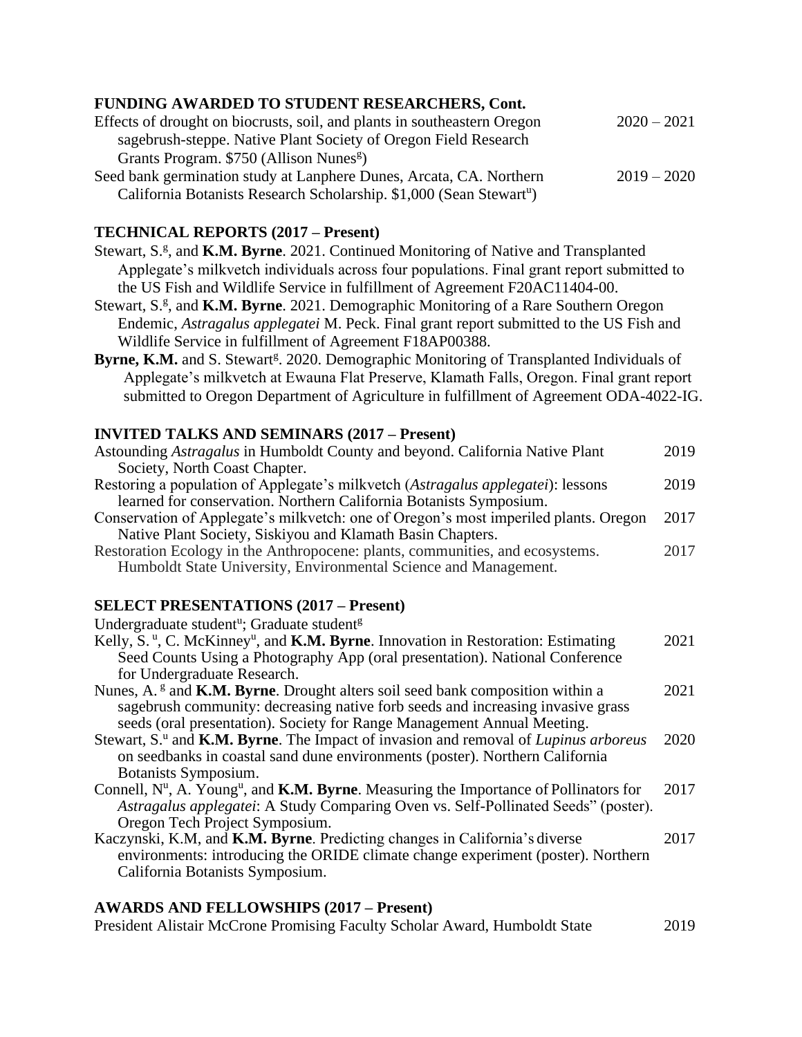## FUNDING AWARDED TO STUDENT RESEARCHERS, Cont.

Effects of drought on biocrusts, soil, and plants in southeastern Oregon sagebrush-steppe. Native Plant Society of Oregon Field Research Grants Program. $750 (Allison Nunes[g]) — 2020 – 2021

Seed bank germination study at Lanphere Dunes, Arcata, CA. Northern California Botanists Research Scholarship. $1,000 (Sean Stewart[u]) — 2019 – 2020

## TECHNICAL REPORTS (2017 – Present)

Stewart, S.[g], and **K.M. Byrne**. 2021. Continued Monitoring of Native and Transplanted Applegate's milkvetch individuals across four populations. Final grant report submitted to the US Fish and Wildlife Service in fulfillment of Agreement F20AC11404-00.

Stewart, S.[g], and **K.M. Byrne**. 2021. Demographic Monitoring of a Rare Southern Oregon Endemic, *Astragalus applegatei* M. Peck. Final grant report submitted to the US Fish and Wildlife Service in fulfillment of Agreement F18AP00388.

**Byrne, K.M.** and S. Stewart[g]. 2020. Demographic Monitoring of Transplanted Individuals of Applegate's milkvetch at Ewauna Flat Preserve, Klamath Falls, Oregon. Final grant report submitted to Oregon Department of Agriculture in fulfillment of Agreement ODA-4022-IG.

## INVITED TALKS AND SEMINARS (2017 – Present)

Astounding *Astragalus* in Humboldt County and beyond. California Native Plant Society, North Coast Chapter. — 2019

Restoring a population of Applegate's milkvetch (*Astragalus applegatei*): lessons learned for conservation. Northern California Botanists Symposium. — 2019

Conservation of Applegate's milkvetch: one of Oregon's most imperiled plants. Oregon Native Plant Society, Siskiyou and Klamath Basin Chapters. — 2017

Restoration Ecology in the Anthropocene: plants, communities, and ecosystems. Humboldt State University, Environmental Science and Management. — 2017

## SELECT PRESENTATIONS (2017 – Present)

Undergraduate student[u]; Graduate student[g]

Kelly, S.[u], C. McKinney[u], and **K.M. Byrne**. Innovation in Restoration: Estimating Seed Counts Using a Photography App (oral presentation). National Conference for Undergraduate Research. — 2021

Nunes, A.[g] and **K.M. Byrne**. Drought alters soil seed bank composition within a sagebrush community: decreasing native forb seeds and increasing invasive grass seeds (oral presentation). Society for Range Management Annual Meeting. — 2021

Stewart, S.[u] and **K.M. Byrne**. The Impact of invasion and removal of *Lupinus arboreus* on seedbanks in coastal sand dune environments (poster). Northern California Botanists Symposium. — 2020

Connell, N[u], A. Young[u], and **K.M. Byrne**. Measuring the Importance of Pollinators for *Astragalus applegatei*: A Study Comparing Oven vs. Self-Pollinated Seeds" (poster). Oregon Tech Project Symposium. — 2017

Kaczynski, K.M, and **K.M. Byrne**. Predicting changes in California's diverse environments: introducing the ORIDE climate change experiment (poster). Northern California Botanists Symposium. — 2017

## AWARDS AND FELLOWSHIPS (2017 – Present)

President Alistair McCrone Promising Faculty Scholar Award, Humboldt State — 2019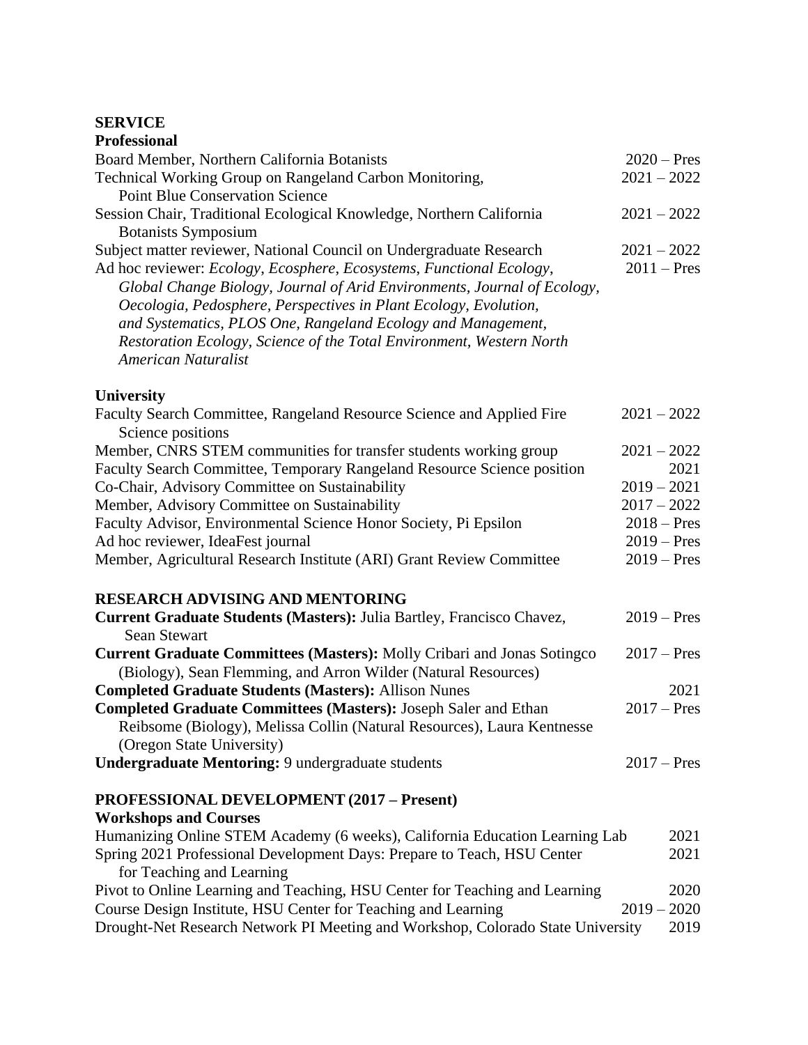## SERVICE

### Professional

Board Member, Northern California Botanists 2020 – Pres

Technical Working Group on Rangeland Carbon Monitoring, Point Blue Conservation Science 2021 – 2022

Session Chair, Traditional Ecological Knowledge, Northern California Botanists Symposium 2021 – 2022

Subject matter reviewer, National Council on Undergraduate Research 2021 – 2022

Ad hoc reviewer: *Ecology, Ecosphere, Ecosystems, Functional Ecology, Global Change Biology, Journal of Arid Environments, Journal of Ecology, Oecologia, Pedosphere, Perspectives in Plant Ecology, Evolution, and Systematics, PLOS One, Rangeland Ecology and Management, Restoration Ecology, Science of the Total Environment, Western North American Naturalist* 2011 – Pres

### University

Faculty Search Committee, Rangeland Resource Science and Applied Fire Science positions 2021 – 2022

Member, CNRS STEM communities for transfer students working group 2021 – 2022

Faculty Search Committee, Temporary Rangeland Resource Science position 2021

Co-Chair, Advisory Committee on Sustainability 2019 – 2021

Member, Advisory Committee on Sustainability 2017 – 2022

Faculty Advisor, Environmental Science Honor Society, Pi Epsilon 2018 – Pres

Ad hoc reviewer, IdeaFest journal 2019 – Pres

Member, Agricultural Research Institute (ARI) Grant Review Committee 2019 – Pres

## RESEARCH ADVISING AND MENTORING

**Current Graduate Students (Masters):** Julia Bartley, Francisco Chavez, Sean Stewart 2019 – Pres

**Current Graduate Committees (Masters):** Molly Cribari and Jonas Sotingco (Biology), Sean Flemming, and Arron Wilder (Natural Resources) 2017 – Pres

**Completed Graduate Students (Masters):** Allison Nunes 2021

**Completed Graduate Committees (Masters):** Joseph Saler and Ethan Reibsome (Biology), Melissa Collin (Natural Resources), Laura Kentnesse (Oregon State University) 2017 – Pres

**Undergraduate Mentoring:** 9 undergraduate students 2017 – Pres

## PROFESSIONAL DEVELOPMENT (2017 – Present)

### Workshops and Courses

Humanizing Online STEM Academy (6 weeks), California Education Learning Lab 2021

Spring 2021 Professional Development Days: Prepare to Teach, HSU Center for Teaching and Learning 2021

Pivot to Online Learning and Teaching, HSU Center for Teaching and Learning 2020

Course Design Institute, HSU Center for Teaching and Learning 2019 – 2020

Drought-Net Research Network PI Meeting and Workshop, Colorado State University 2019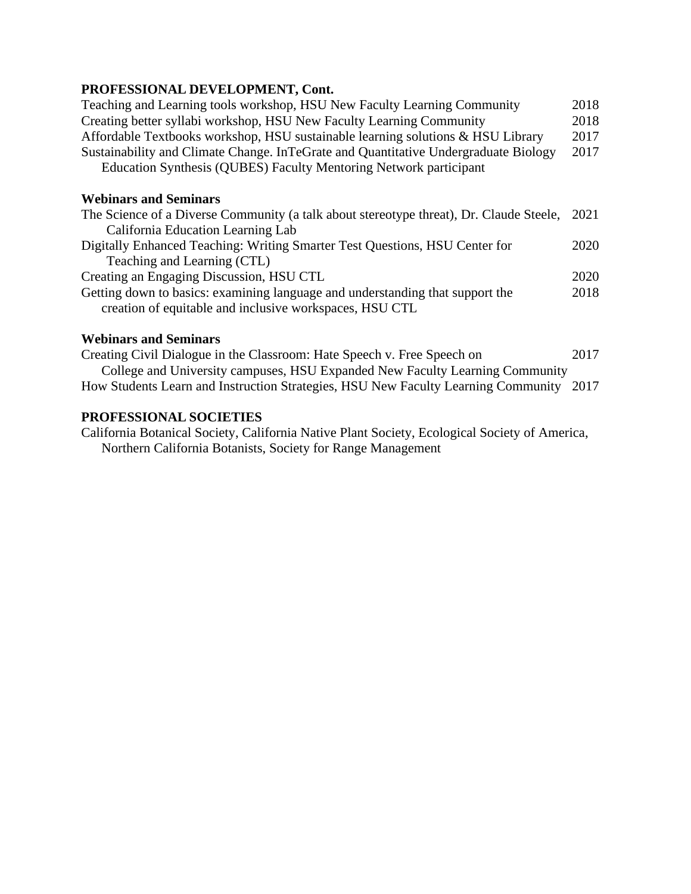**PROFESSIONAL DEVELOPMENT, Cont.**

Teaching and Learning tools workshop, HSU New Faculty Learning Community 2018

Creating better syllabi workshop, HSU New Faculty Learning Community 2018

Affordable Textbooks workshop, HSU sustainable learning solutions & HSU Library 2017

Sustainability and Climate Change. InTeGrate and Quantitative Undergraduate Biology Education Synthesis (QUBES) Faculty Mentoring Network participant 2017

**Webinars and Seminars**

The Science of a Diverse Community (a talk about stereotype threat), Dr. Claude Steele, California Education Learning Lab 2021

Digitally Enhanced Teaching: Writing Smarter Test Questions, HSU Center for Teaching and Learning (CTL) 2020

Creating an Engaging Discussion, HSU CTL 2020

Getting down to basics: examining language and understanding that support the creation of equitable and inclusive workspaces, HSU CTL 2018

**Webinars and Seminars**

Creating Civil Dialogue in the Classroom: Hate Speech v. Free Speech on College and University campuses, HSU Expanded New Faculty Learning Community 2017

How Students Learn and Instruction Strategies, HSU New Faculty Learning Community 2017

**PROFESSIONAL SOCIETIES**

California Botanical Society, California Native Plant Society, Ecological Society of America, Northern California Botanists, Society for Range Management